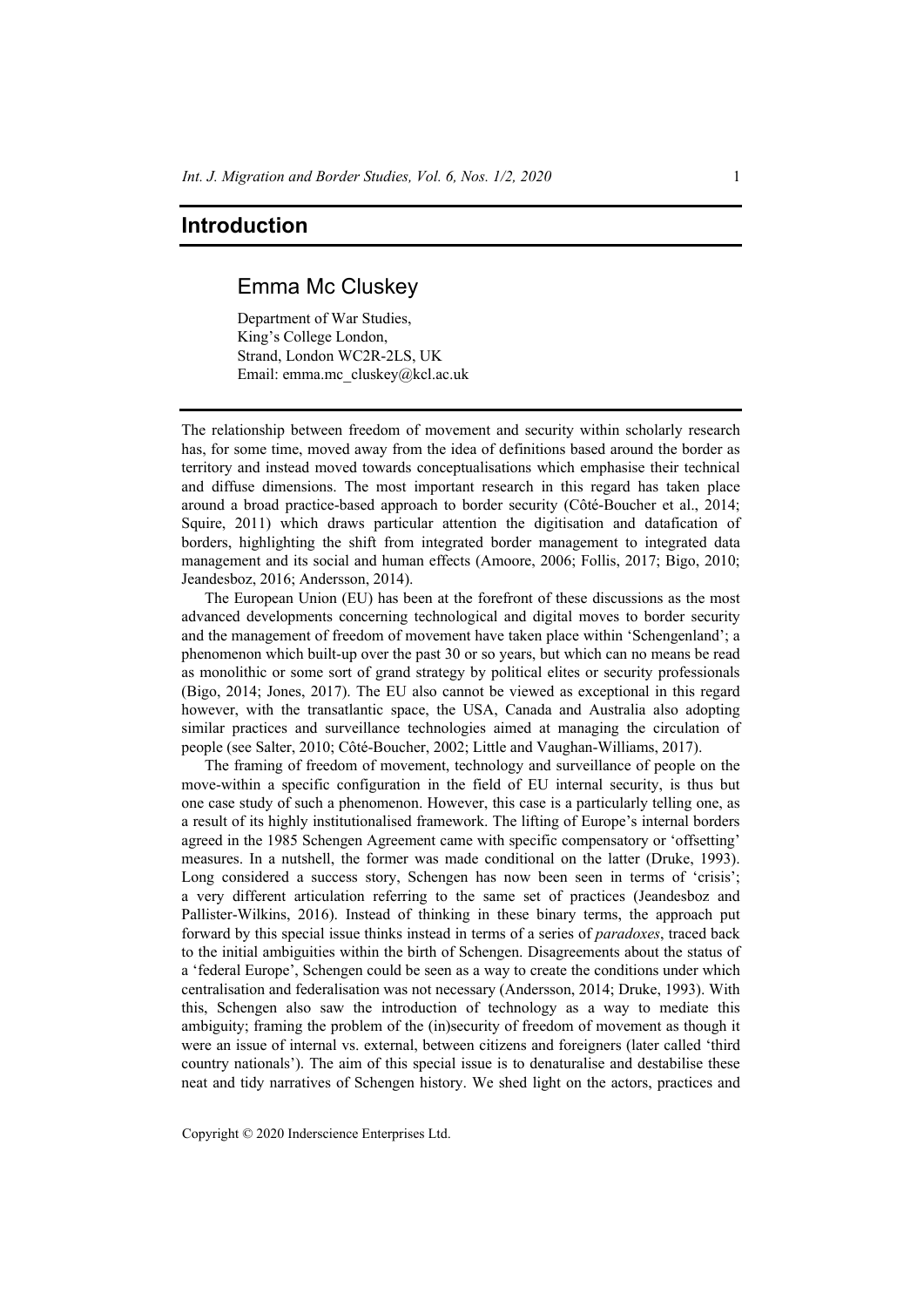# Introduction

## Emma Mc Cluskey

Department of War Studies,
King's College London,
Strand, London WC2R-2LS, UK
Email: emma.mc_cluskey@kcl.ac.uk

The relationship between freedom of movement and security within scholarly research has, for some time, moved away from the idea of definitions based around the border as territory and instead moved towards conceptualisations which emphasise their technical and diffuse dimensions. The most important research in this regard has taken place around a broad practice-based approach to border security (Côté-Boucher et al., 2014; Squire, 2011) which draws particular attention the digitisation and datafication of borders, highlighting the shift from integrated border management to integrated data management and its social and human effects (Amoore, 2006; Follis, 2017; Bigo, 2010; Jeandesboz, 2016; Andersson, 2014).

The European Union (EU) has been at the forefront of these discussions as the most advanced developments concerning technological and digital moves to border security and the management of freedom of movement have taken place within 'Schengenland'; a phenomenon which built-up over the past 30 or so years, but which can no means be read as monolithic or some sort of grand strategy by political elites or security professionals (Bigo, 2014; Jones, 2017). The EU also cannot be viewed as exceptional in this regard however, with the transatlantic space, the USA, Canada and Australia also adopting similar practices and surveillance technologies aimed at managing the circulation of people (see Salter, 2010; Côté-Boucher, 2002; Little and Vaughan-Williams, 2017).

The framing of freedom of movement, technology and surveillance of people on the move-within a specific configuration in the field of EU internal security, is thus but one case study of such a phenomenon. However, this case is a particularly telling one, as a result of its highly institutionalised framework. The lifting of Europe's internal borders agreed in the 1985 Schengen Agreement came with specific compensatory or 'offsetting' measures. In a nutshell, the former was made conditional on the latter (Druke, 1993). Long considered a success story, Schengen has now been seen in terms of 'crisis'; a very different articulation referring to the same set of practices (Jeandesboz and Pallister-Wilkins, 2016). Instead of thinking in these binary terms, the approach put forward by this special issue thinks instead in terms of a series of *paradoxes*, traced back to the initial ambiguities within the birth of Schengen. Disagreements about the status of a 'federal Europe', Schengen could be seen as a way to create the conditions under which centralisation and federalisation was not necessary (Andersson, 2014; Druke, 1993). With this, Schengen also saw the introduction of technology as a way to mediate this ambiguity; framing the problem of the (in)security of freedom of movement as though it were an issue of internal vs. external, between citizens and foreigners (later called 'third country nationals'). The aim of this special issue is to denaturalise and destabilise these neat and tidy narratives of Schengen history. We shed light on the actors, practices and

Copyright © 2020 Inderscience Enterprises Ltd.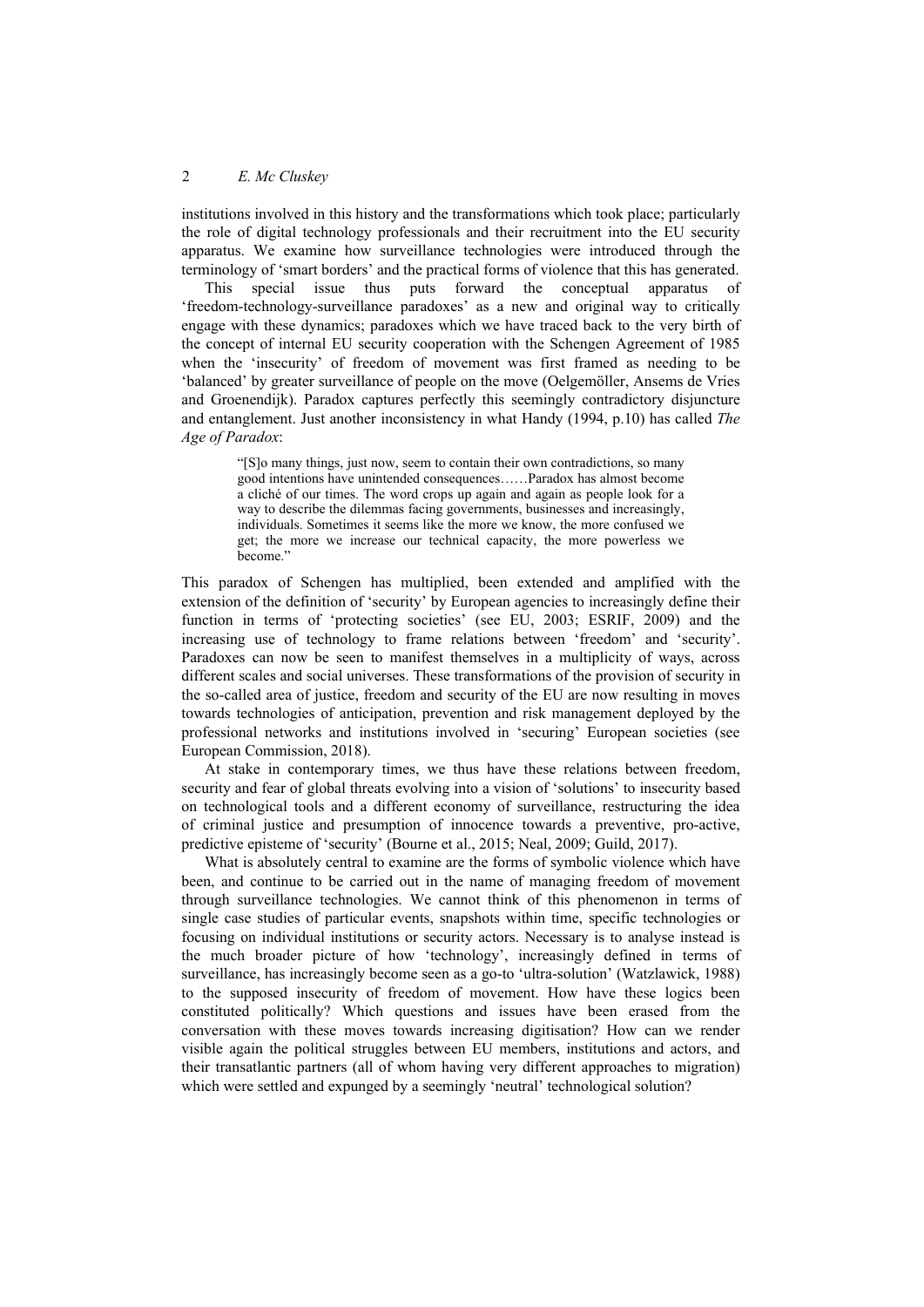institutions involved in this history and the transformations which took place; particularly the role of digital technology professionals and their recruitment into the EU security apparatus. We examine how surveillance technologies were introduced through the terminology of 'smart borders' and the practical forms of violence that this has generated.

This special issue thus puts forward the conceptual apparatus of 'freedom-technology-surveillance paradoxes' as a new and original way to critically engage with these dynamics; paradoxes which we have traced back to the very birth of the concept of internal EU security cooperation with the Schengen Agreement of 1985 when the 'insecurity' of freedom of movement was first framed as needing to be 'balanced' by greater surveillance of people on the move (Oelgemöller, Ansems de Vries and Groenendijk). Paradox captures perfectly this seemingly contradictory disjuncture and entanglement. Just another inconsistency in what Handy (1994, p.10) has called *The Age of Paradox*:

> "[S]o many things, just now, seem to contain their own contradictions, so many good intentions have unintended consequences……Paradox has almost become a cliché of our times. The word crops up again and again as people look for a way to describe the dilemmas facing governments, businesses and increasingly, individuals. Sometimes it seems like the more we know, the more confused we get; the more we increase our technical capacity, the more powerless we become."

This paradox of Schengen has multiplied, been extended and amplified with the extension of the definition of 'security' by European agencies to increasingly define their function in terms of 'protecting societies' (see EU, 2003; ESRIF, 2009) and the increasing use of technology to frame relations between 'freedom' and 'security'. Paradoxes can now be seen to manifest themselves in a multiplicity of ways, across different scales and social universes. These transformations of the provision of security in the so-called area of justice, freedom and security of the EU are now resulting in moves towards technologies of anticipation, prevention and risk management deployed by the professional networks and institutions involved in 'securing' European societies (see European Commission, 2018).

At stake in contemporary times, we thus have these relations between freedom, security and fear of global threats evolving into a vision of 'solutions' to insecurity based on technological tools and a different economy of surveillance, restructuring the idea of criminal justice and presumption of innocence towards a preventive, pro-active, predictive episteme of 'security' (Bourne et al., 2015; Neal, 2009; Guild, 2017).

What is absolutely central to examine are the forms of symbolic violence which have been, and continue to be carried out in the name of managing freedom of movement through surveillance technologies. We cannot think of this phenomenon in terms of single case studies of particular events, snapshots within time, specific technologies or focusing on individual institutions or security actors. Necessary is to analyse instead is the much broader picture of how 'technology', increasingly defined in terms of surveillance, has increasingly become seen as a go-to 'ultra-solution' (Watzlawick, 1988) to the supposed insecurity of freedom of movement. How have these logics been constituted politically? Which questions and issues have been erased from the conversation with these moves towards increasing digitisation? How can we render visible again the political struggles between EU members, institutions and actors, and their transatlantic partners (all of whom having very different approaches to migration) which were settled and expunged by a seemingly 'neutral' technological solution?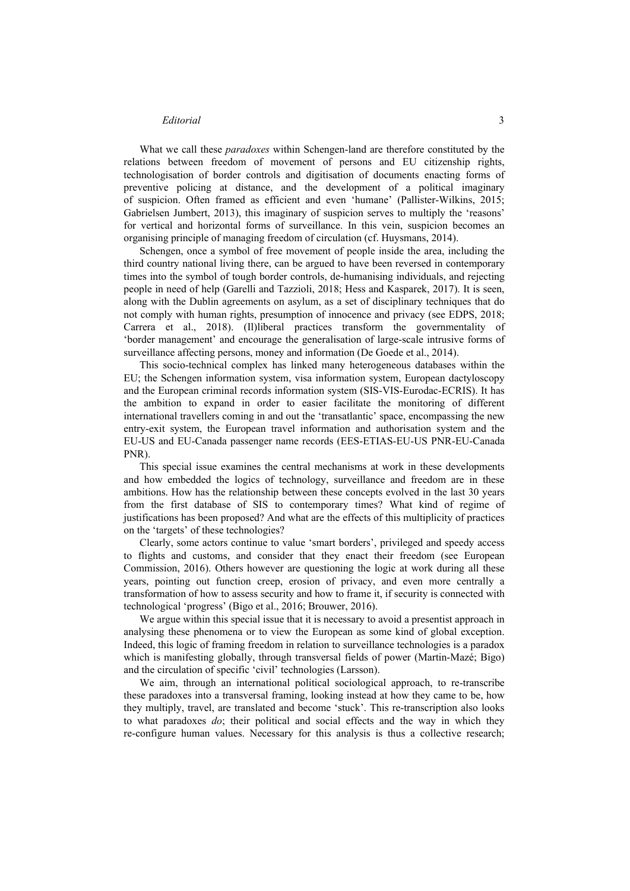What we call these *paradoxes* within Schengen-land are therefore constituted by the relations between freedom of movement of persons and EU citizenship rights, technologisation of border controls and digitisation of documents enacting forms of preventive policing at distance, and the development of a political imaginary of suspicion. Often framed as efficient and even 'humane' (Pallister-Wilkins, 2015; Gabrielsen Jumbert, 2013), this imaginary of suspicion serves to multiply the 'reasons' for vertical and horizontal forms of surveillance. In this vein, suspicion becomes an organising principle of managing freedom of circulation (cf. Huysmans, 2014).

Schengen, once a symbol of free movement of people inside the area, including the third country national living there, can be argued to have been reversed in contemporary times into the symbol of tough border controls, de-humanising individuals, and rejecting people in need of help (Garelli and Tazzioli, 2018; Hess and Kasparek, 2017). It is seen, along with the Dublin agreements on asylum, as a set of disciplinary techniques that do not comply with human rights, presumption of innocence and privacy (see EDPS, 2018; Carrera et al., 2018). (Il)liberal practices transform the governmentality of 'border management' and encourage the generalisation of large-scale intrusive forms of surveillance affecting persons, money and information (De Goede et al., 2014).

This socio-technical complex has linked many heterogeneous databases within the EU; the Schengen information system, visa information system, European dactyloscopy and the European criminal records information system (SIS-VIS-Eurodac-ECRIS). It has the ambition to expand in order to easier facilitate the monitoring of different international travellers coming in and out the 'transatlantic' space, encompassing the new entry-exit system, the European travel information and authorisation system and the EU-US and EU-Canada passenger name records (EES-ETIAS-EU-US PNR-EU-Canada PNR).

This special issue examines the central mechanisms at work in these developments and how embedded the logics of technology, surveillance and freedom are in these ambitions. How has the relationship between these concepts evolved in the last 30 years from the first database of SIS to contemporary times? What kind of regime of justifications has been proposed? And what are the effects of this multiplicity of practices on the 'targets' of these technologies?

Clearly, some actors continue to value 'smart borders', privileged and speedy access to flights and customs, and consider that they enact their freedom (see European Commission, 2016). Others however are questioning the logic at work during all these years, pointing out function creep, erosion of privacy, and even more centrally a transformation of how to assess security and how to frame it, if security is connected with technological 'progress' (Bigo et al., 2016; Brouwer, 2016).

We argue within this special issue that it is necessary to avoid a presentist approach in analysing these phenomena or to view the European as some kind of global exception. Indeed, this logic of framing freedom in relation to surveillance technologies is a paradox which is manifesting globally, through transversal fields of power (Martin-Mazé; Bigo) and the circulation of specific 'civil' technologies (Larsson).

We aim, through an international political sociological approach, to re-transcribe these paradoxes into a transversal framing, looking instead at how they came to be, how they multiply, travel, are translated and become 'stuck'. This re-transcription also looks to what paradoxes *do*; their political and social effects and the way in which they re-configure human values. Necessary for this analysis is thus a collective research;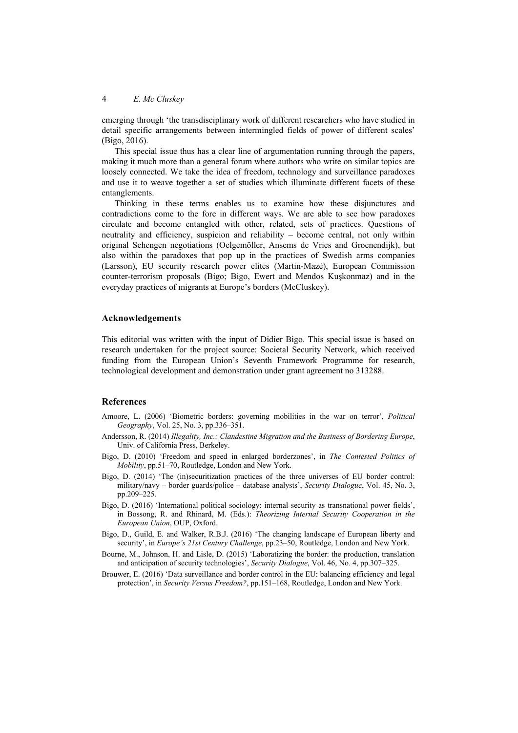emerging through 'the transdisciplinary work of different researchers who have studied in detail specific arrangements between intermingled fields of power of different scales' (Bigo, 2016).

This special issue thus has a clear line of argumentation running through the papers, making it much more than a general forum where authors who write on similar topics are loosely connected. We take the idea of freedom, technology and surveillance paradoxes and use it to weave together a set of studies which illuminate different facets of these entanglements.

Thinking in these terms enables us to examine how these disjunctures and contradictions come to the fore in different ways. We are able to see how paradoxes circulate and become entangled with other, related, sets of practices. Questions of neutrality and efficiency, suspicion and reliability – become central, not only within original Schengen negotiations (Oelgemöller, Ansems de Vries and Groenendijk), but also within the paradoxes that pop up in the practices of Swedish arms companies (Larsson), EU security research power elites (Martin-Mazé), European Commission counter-terrorism proposals (Bigo; Bigo, Ewert and Mendos Kuşkonmaz) and in the everyday practices of migrants at Europe's borders (McCluskey).

## Acknowledgements

This editorial was written with the input of Didier Bigo. This special issue is based on research undertaken for the project source: Societal Security Network, which received funding from the European Union's Seventh Framework Programme for research, technological development and demonstration under grant agreement no 313288.

## References

Amoore, L. (2006) 'Biometric borders: governing mobilities in the war on terror', *Political Geography*, Vol. 25, No. 3, pp.336–351.

Andersson, R. (2014) *Illegality, Inc.: Clandestine Migration and the Business of Bordering Europe*, Univ. of California Press, Berkeley.

Bigo, D. (2010) 'Freedom and speed in enlarged borderzones', in *The Contested Politics of Mobility*, pp.51–70, Routledge, London and New York.

Bigo, D. (2014) 'The (in)securitization practices of the three universes of EU border control: military/navy – border guards/police – database analysts', *Security Dialogue*, Vol. 45, No. 3, pp.209–225.

Bigo, D. (2016) 'International political sociology: internal security as transnational power fields', in Bossong, R. and Rhinard, M. (Eds.): *Theorizing Internal Security Cooperation in the European Union*, OUP, Oxford.

Bigo, D., Guild, E. and Walker, R.B.J. (2016) 'The changing landscape of European liberty and security', in *Europe's 21st Century Challenge*, pp.23–50, Routledge, London and New York.

Bourne, M., Johnson, H. and Lisle, D. (2015) 'Laboratizing the border: the production, translation and anticipation of security technologies', *Security Dialogue*, Vol. 46, No. 4, pp.307–325.

Brouwer, E. (2016) 'Data surveillance and border control in the EU: balancing efficiency and legal protection', in *Security Versus Freedom?*, pp.151–168, Routledge, London and New York.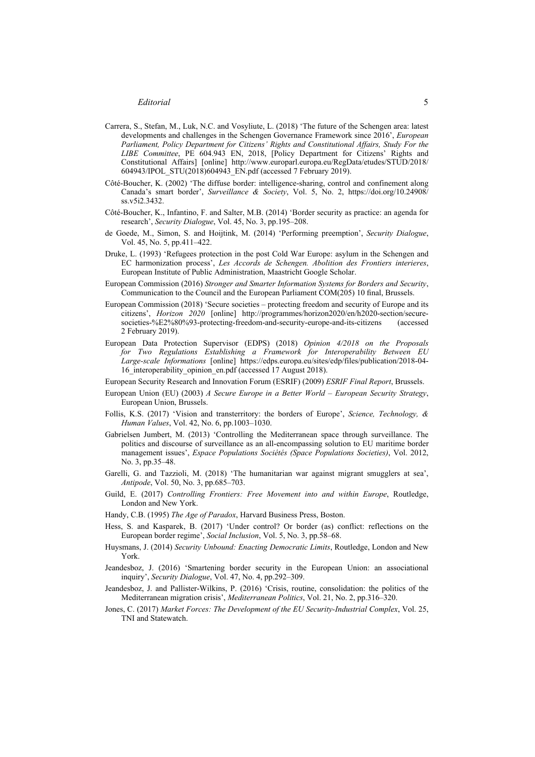Carrera, S., Stefan, M., Luk, N.C. and Vosyliute, L. (2018) 'The future of the Schengen area: latest developments and challenges in the Schengen Governance Framework since 2016', *European Parliament, Policy Department for Citizens' Rights and Constitutional Affairs, Study For the LIBE Committee*, PE 604.943 EN, 2018, [Policy Department for Citizens' Rights and Constitutional Affairs] [online] http://www.europarl.europa.eu/RegData/etudes/STUD/2018/604943/IPOL_STU(2018)604943_EN.pdf (accessed 7 February 2019).

Côté-Boucher, K. (2002) 'The diffuse border: intelligence-sharing, control and confinement along Canada's smart border', *Surveillance & Society*, Vol. 5, No. 2, https://doi.org/10.24908/ss.v5i2.3432.

Côté-Boucher, K., Infantino, F. and Salter, M.B. (2014) 'Border security as practice: an agenda for research', *Security Dialogue*, Vol. 45, No. 3, pp.195–208.

de Goede, M., Simon, S. and Hoijtink, M. (2014) 'Performing preemption', *Security Dialogue*, Vol. 45, No. 5, pp.411–422.

Druke, L. (1993) 'Refugees protection in the post Cold War Europe: asylum in the Schengen and EC harmonization process', *Les Accords de Schengen. Abolition des Frontiers interieres*, European Institute of Public Administration, Maastricht Google Scholar.

European Commission (2016) *Stronger and Smarter Information Systems for Borders and Security*, Communication to the Council and the European Parliament COM(205) 10 final, Brussels.

European Commission (2018) 'Secure societies – protecting freedom and security of Europe and its citizens', *Horizon 2020* [online] http://programmes/horizon2020/en/h2020-section/secure-societies-%E2%80%93-protecting-freedom-and-security-europe-and-its-citizens (accessed 2 February 2019).

European Data Protection Supervisor (EDPS) (2018) *Opinion 4/2018 on the Proposals for Two Regulations Establishing a Framework for Interoperability Between EU Large-scale Informations* [online] https://edps.europa.eu/sites/edp/files/publication/2018-04-16_interoperability_opinion_en.pdf (accessed 17 August 2018).

European Security Research and Innovation Forum (ESRIF) (2009) *ESRIF Final Report*, Brussels.

European Union (EU) (2003) *A Secure Europe in a Better World – European Security Strategy*, European Union, Brussels.

Follis, K.S. (2017) 'Vision and transterritory: the borders of Europe', *Science, Technology, & Human Values*, Vol. 42, No. 6, pp.1003–1030.

Gabrielsen Jumbert, M. (2013) 'Controlling the Mediterranean space through surveillance. The politics and discourse of surveillance as an all-encompassing solution to EU maritime border management issues', *Espace Populations Sociétés (Space Populations Societies)*, Vol. 2012, No. 3, pp.35–48.

Garelli, G. and Tazzioli, M. (2018) 'The humanitarian war against migrant smugglers at sea', *Antipode*, Vol. 50, No. 3, pp.685–703.

Guild, E. (2017) *Controlling Frontiers: Free Movement into and within Europe*, Routledge, London and New York.

Handy, C.B. (1995) *The Age of Paradox*, Harvard Business Press, Boston.

Hess, S. and Kasparek, B. (2017) 'Under control? Or border (as) conflict: reflections on the European border regime', *Social Inclusion*, Vol. 5, No. 3, pp.58–68.

Huysmans, J. (2014) *Security Unbound: Enacting Democratic Limits*, Routledge, London and New York.

Jeandesboz, J. (2016) 'Smartening border security in the European Union: an associational inquiry', *Security Dialogue*, Vol. 47, No. 4, pp.292–309.

Jeandesboz, J. and Pallister-Wilkins, P. (2016) 'Crisis, routine, consolidation: the politics of the Mediterranean migration crisis', *Mediterranean Politics*, Vol. 21, No. 2, pp.316–320.

Jones, C. (2017) *Market Forces: The Development of the EU Security-Industrial Complex*, Vol. 25, TNI and Statewatch.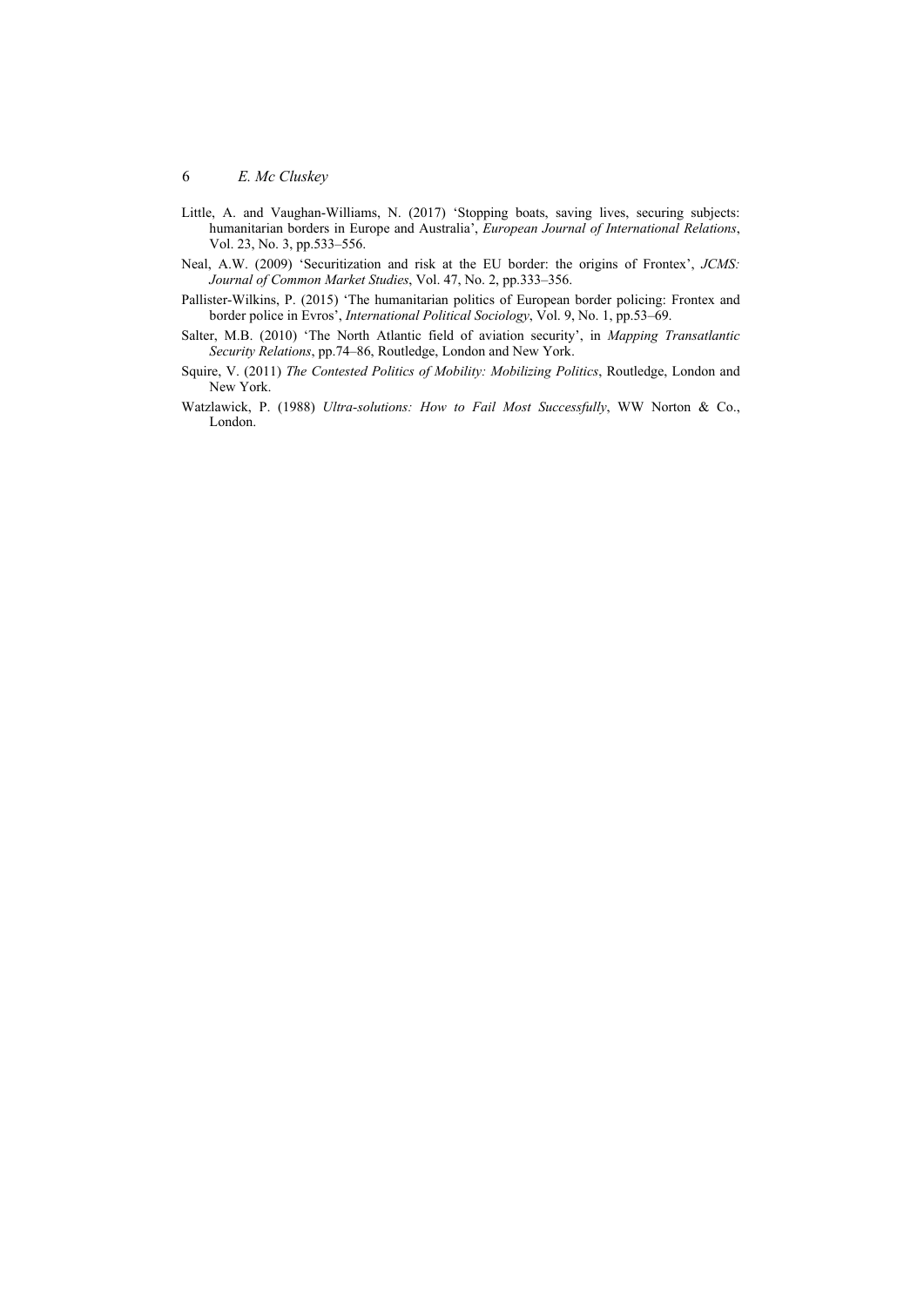Little, A. and Vaughan-Williams, N. (2017) 'Stopping boats, saving lives, securing subjects: humanitarian borders in Europe and Australia', *European Journal of International Relations*, Vol. 23, No. 3, pp.533–556.

Neal, A.W. (2009) 'Securitization and risk at the EU border: the origins of Frontex', *JCMS: Journal of Common Market Studies*, Vol. 47, No. 2, pp.333–356.

Pallister-Wilkins, P. (2015) 'The humanitarian politics of European border policing: Frontex and border police in Evros', *International Political Sociology*, Vol. 9, No. 1, pp.53–69.

Salter, M.B. (2010) 'The North Atlantic field of aviation security', in *Mapping Transatlantic Security Relations*, pp.74–86, Routledge, London and New York.

Squire, V. (2011) *The Contested Politics of Mobility: Mobilizing Politics*, Routledge, London and New York.

Watzlawick, P. (1988) *Ultra-solutions: How to Fail Most Successfully*, WW Norton & Co., London.